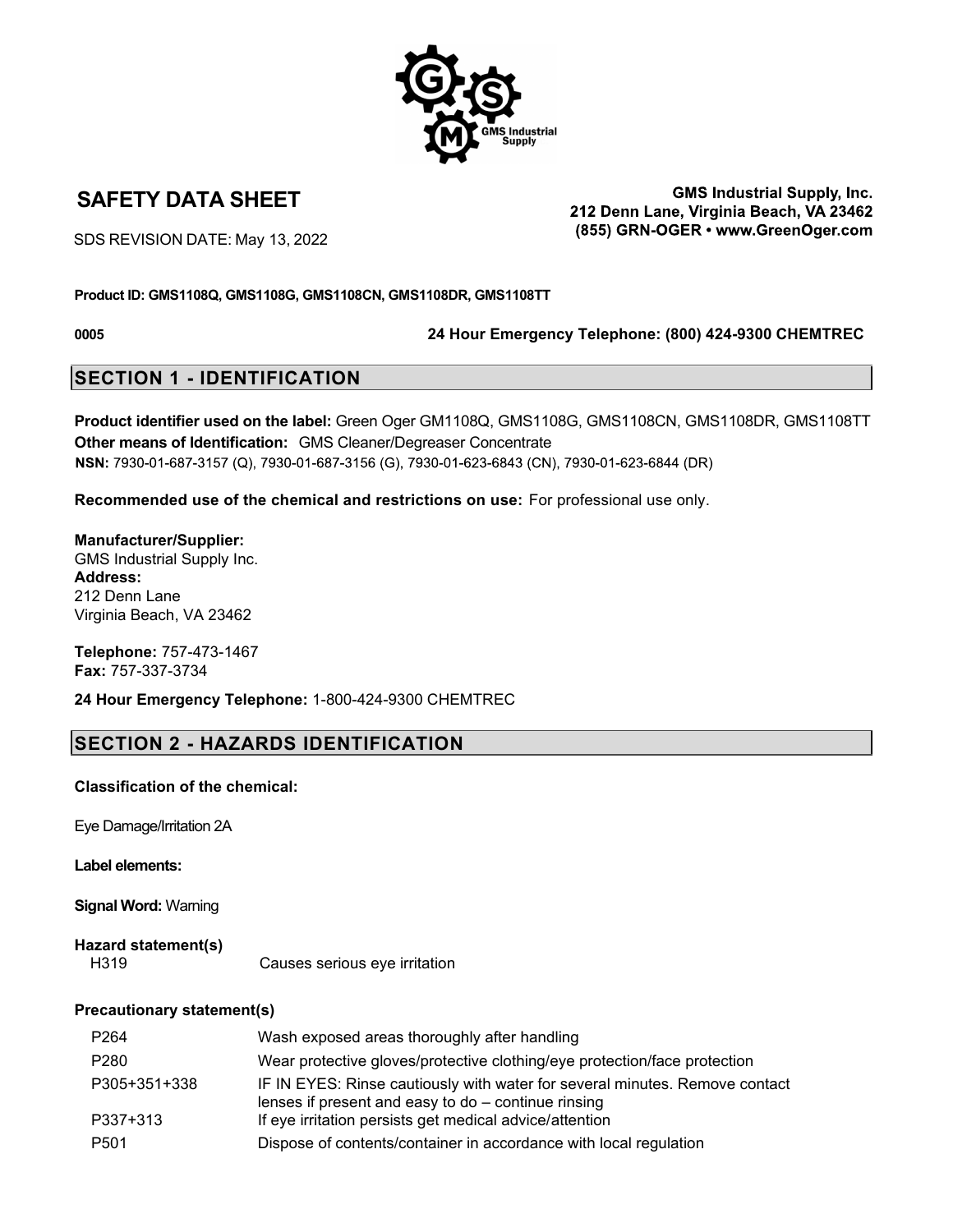# SAFETY DATA SHEET

SDS REVISION DATE: May 13, 2022

**GMS Industrial Supply, Inc.**
**212 Denn Lane, Virginia Beach, VA 23462**
**(855) GRN-OGER • www.GreenOger.com**

**Product ID: GMS1108Q, GMS1108G, GMS1108CN, GMS1108DR, GMS1108TT**

**0005** **24 Hour Emergency Telephone: (800) 424-9300 CHEMTREC**

## SECTION 1 - IDENTIFICATION

**Product identifier used on the label:** Green Oger GM1108Q, GMS1108G, GMS1108CN, GMS1108DR, GMS1108TT
**Other means of Identification:** GMS Cleaner/Degreaser Concentrate
**NSN:** 7930-01-687-3157 (Q), 7930-01-687-3156 (G), 7930-01-623-6843 (CN), 7930-01-623-6844 (DR)

**Recommended use of the chemical and restrictions on use:** For professional use only.

**Manufacturer/Supplier:**
GMS Industrial Supply Inc.
**Address:**
212 Denn Lane
Virginia Beach, VA 23462

**Telephone:** 757-473-1467
**Fax:** 757-337-3734

**24 Hour Emergency Telephone:** 1-800-424-9300 CHEMTREC

## SECTION 2 - HAZARDS IDENTIFICATION

**Classification of the chemical:**

Eye Damage/Irritation 2A

**Label elements:**

**Signal Word:** Warning

**Hazard statement(s)**

| | |
|---|---|
| H319 | Causes serious eye irritation |

**Precautionary statement(s)**

| | |
|---|---|
| P264 | Wash exposed areas thoroughly after handling |
| P280 | Wear protective gloves/protective clothing/eye protection/face protection |
| P305+351+338 | IF IN EYES: Rinse cautiously with water for several minutes. Remove contact lenses if present and easy to do – continue rinsing |
| P337+313 | If eye irritation persists get medical advice/attention |
| P501 | Dispose of contents/container in accordance with local regulation |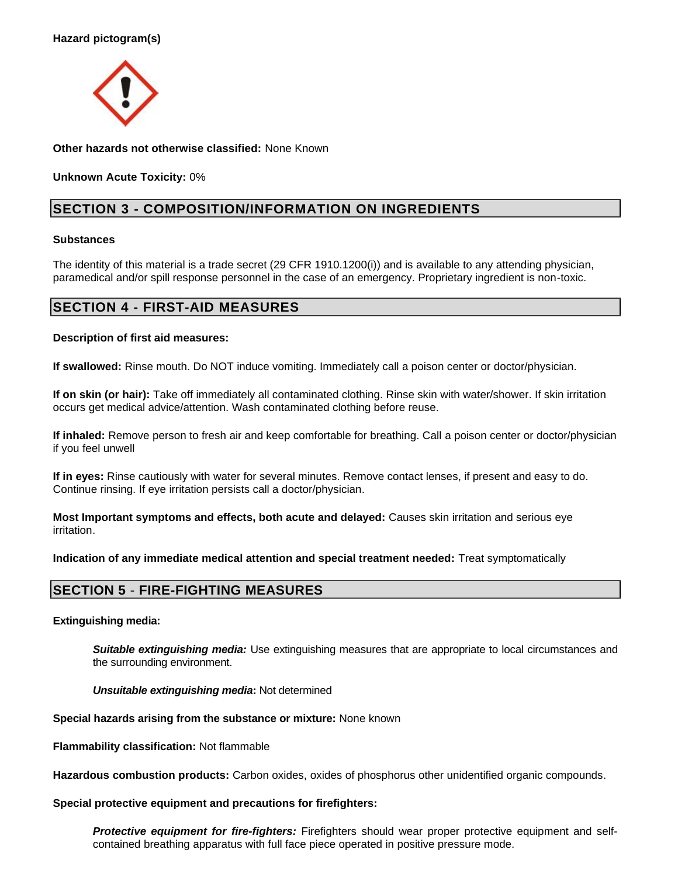**Hazard pictogram(s)**

**Other hazards not otherwise classified:** None Known

**Unknown Acute Toxicity:** 0%

## SECTION 3 - COMPOSITION/INFORMATION ON INGREDIENTS

**Substances**

The identity of this material is a trade secret (29 CFR 1910.1200(i)) and is available to any attending physician, paramedical and/or spill response personnel in the case of an emergency. Proprietary ingredient is non-toxic.

## SECTION 4 - FIRST-AID MEASURES

**Description of first aid measures:**

**If swallowed:** Rinse mouth. Do NOT induce vomiting. Immediately call a poison center or doctor/physician.

**If on skin (or hair):** Take off immediately all contaminated clothing. Rinse skin with water/shower. If skin irritation occurs get medical advice/attention. Wash contaminated clothing before reuse.

**If inhaled:** Remove person to fresh air and keep comfortable for breathing. Call a poison center or doctor/physician if you feel unwell

**If in eyes:** Rinse cautiously with water for several minutes. Remove contact lenses, if present and easy to do. Continue rinsing. If eye irritation persists call a doctor/physician.

**Most Important symptoms and effects, both acute and delayed:** Causes skin irritation and serious eye irritation.

**Indication of any immediate medical attention and special treatment needed:** Treat symptomatically

## SECTION 5 - FIRE-FIGHTING MEASURES

**Extinguishing media:**

***Suitable extinguishing media:*** Use extinguishing measures that are appropriate to local circumstances and the surrounding environment.

***Unsuitable extinguishing media*:** Not determined

**Special hazards arising from the substance or mixture:** None known

**Flammability classification:** Not flammable

**Hazardous combustion products:** Carbon oxides, oxides of phosphorus other unidentified organic compounds.

**Special protective equipment and precautions for firefighters:**

***Protective equipment for fire-fighters:*** Firefighters should wear proper protective equipment and self-contained breathing apparatus with full face piece operated in positive pressure mode.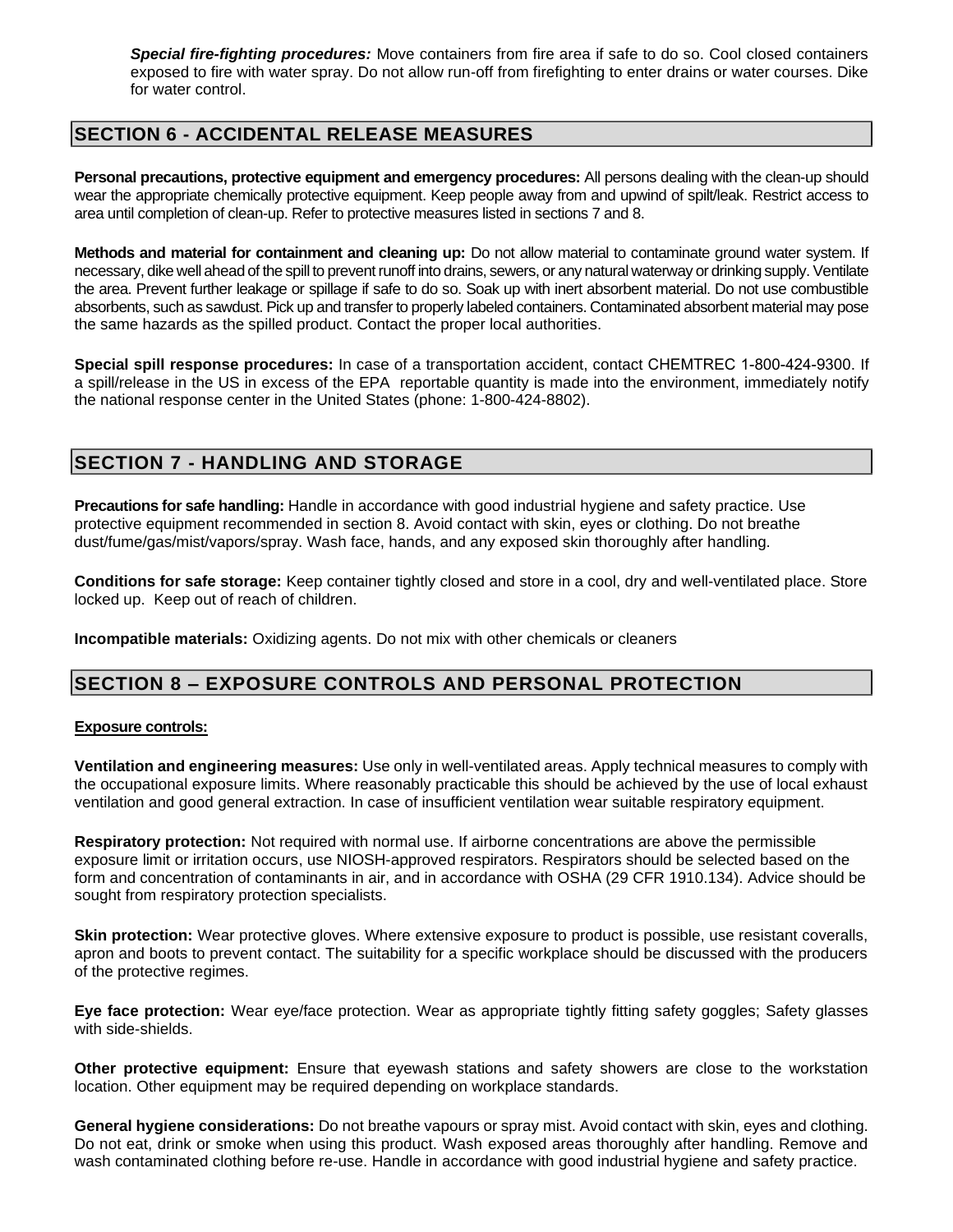***Special fire-fighting procedures:*** Move containers from fire area if safe to do so. Cool closed containers exposed to fire with water spray. Do not allow run-off from firefighting to enter drains or water courses. Dike for water control.

## SECTION 6 - ACCIDENTAL RELEASE MEASURES

**Personal precautions, protective equipment and emergency procedures:** All persons dealing with the clean-up should wear the appropriate chemically protective equipment. Keep people away from and upwind of spilt/leak. Restrict access to area until completion of clean-up. Refer to protective measures listed in sections 7 and 8.

**Methods and material for containment and cleaning up:** Do not allow material to contaminate ground water system. If necessary, dike well ahead of the spill to prevent runoff into drains, sewers, or any natural waterway or drinking supply. Ventilate the area. Prevent further leakage or spillage if safe to do so. Soak up with inert absorbent material. Do not use combustible absorbents, such as sawdust. Pick up and transfer to properly labeled containers. Contaminated absorbent material may pose the same hazards as the spilled product. Contact the proper local authorities.

**Special spill response procedures:** In case of a transportation accident, contact CHEMTREC 1-800-424-9300. If a spill/release in the US in excess of the EPA reportable quantity is made into the environment, immediately notify the national response center in the United States (phone: 1-800-424-8802).

## SECTION 7 - HANDLING AND STORAGE

**Precautions for safe handling:** Handle in accordance with good industrial hygiene and safety practice. Use protective equipment recommended in section 8. Avoid contact with skin, eyes or clothing. Do not breathe dust/fume/gas/mist/vapors/spray. Wash face, hands, and any exposed skin thoroughly after handling.

**Conditions for safe storage:** Keep container tightly closed and store in a cool, dry and well-ventilated place. Store locked up. Keep out of reach of children.

**Incompatible materials:** Oxidizing agents. Do not mix with other chemicals or cleaners

## SECTION 8 – EXPOSURE CONTROLS AND PERSONAL PROTECTION

**Exposure controls:**

**Ventilation and engineering measures:** Use only in well-ventilated areas. Apply technical measures to comply with the occupational exposure limits. Where reasonably practicable this should be achieved by the use of local exhaust ventilation and good general extraction. In case of insufficient ventilation wear suitable respiratory equipment.

**Respiratory protection:** Not required with normal use. If airborne concentrations are above the permissible exposure limit or irritation occurs, use NIOSH-approved respirators. Respirators should be selected based on the form and concentration of contaminants in air, and in accordance with OSHA (29 CFR 1910.134). Advice should be sought from respiratory protection specialists.

**Skin protection:** Wear protective gloves. Where extensive exposure to product is possible, use resistant coveralls, apron and boots to prevent contact. The suitability for a specific workplace should be discussed with the producers of the protective regimes.

**Eye face protection:** Wear eye/face protection. Wear as appropriate tightly fitting safety goggles; Safety glasses with side-shields.

**Other protective equipment:** Ensure that eyewash stations and safety showers are close to the workstation location. Other equipment may be required depending on workplace standards.

**General hygiene considerations:** Do not breathe vapours or spray mist. Avoid contact with skin, eyes and clothing. Do not eat, drink or smoke when using this product. Wash exposed areas thoroughly after handling. Remove and wash contaminated clothing before re-use. Handle in accordance with good industrial hygiene and safety practice.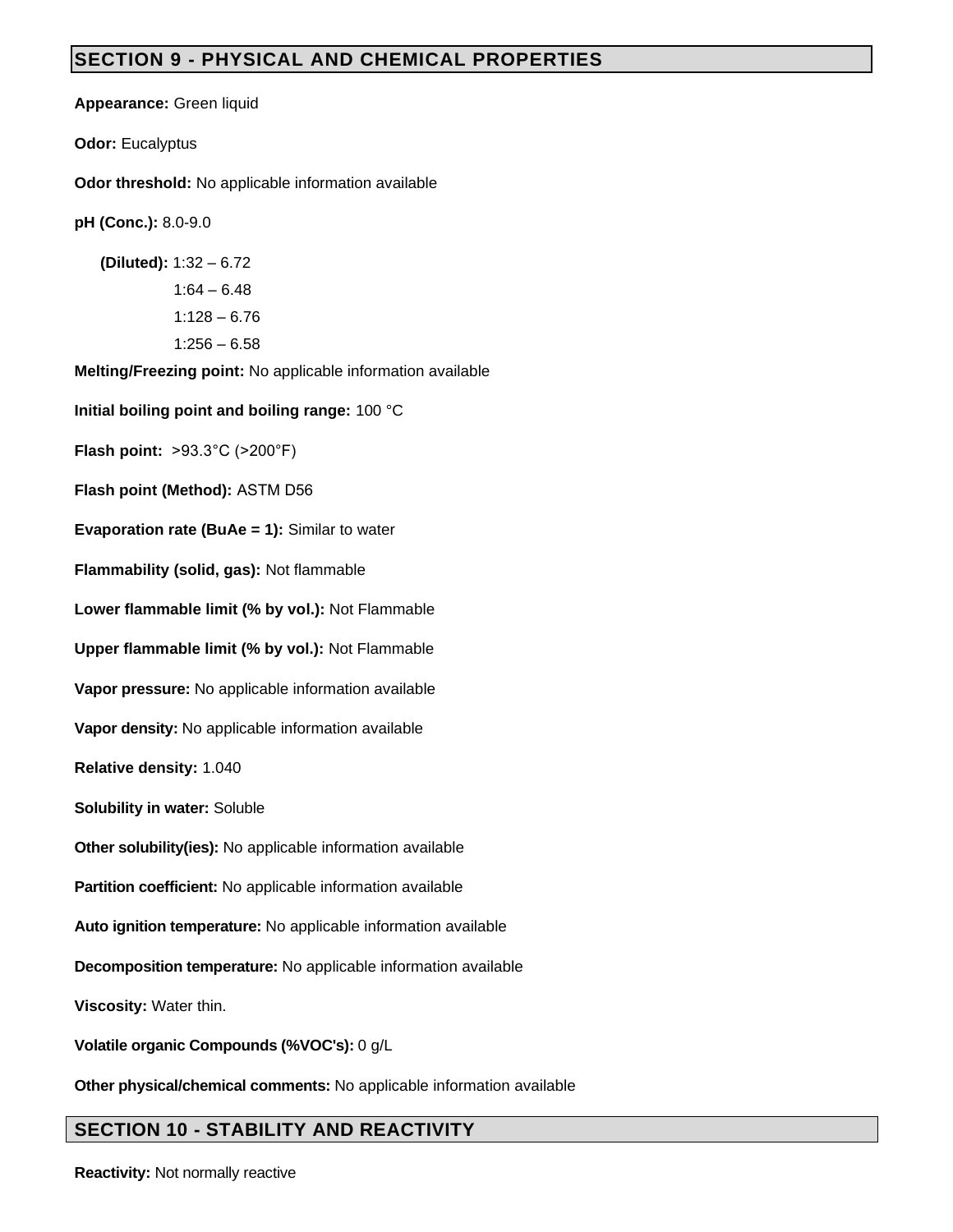## SECTION 9 - PHYSICAL AND CHEMICAL PROPERTIES

**Appearance:** Green liquid

**Odor:** Eucalyptus

**Odor threshold:** No applicable information available

**pH (Conc.):** 8.0-9.0

**(Diluted):** 1:32 – 6.72

1:64 – 6.48

1:128 – 6.76

1:256 – 6.58

**Melting/Freezing point:** No applicable information available

**Initial boiling point and boiling range:** 100 °C

**Flash point:** >93.3°C (>200°F)

**Flash point (Method):** ASTM D56

**Evaporation rate (BuAe = 1):** Similar to water

**Flammability (solid, gas):** Not flammable

**Lower flammable limit (% by vol.):** Not Flammable

**Upper flammable limit (% by vol.):** Not Flammable

**Vapor pressure:** No applicable information available

**Vapor density:** No applicable information available

**Relative density:** 1.040

**Solubility in water:** Soluble

**Other solubility(ies):** No applicable information available

**Partition coefficient:** No applicable information available

**Auto ignition temperature:** No applicable information available

**Decomposition temperature:** No applicable information available

**Viscosity:** Water thin.

**Volatile organic Compounds (%VOC's):** 0 g/L

**Other physical/chemical comments:** No applicable information available

## SECTION 10 - STABILITY AND REACTIVITY

**Reactivity:** Not normally reactive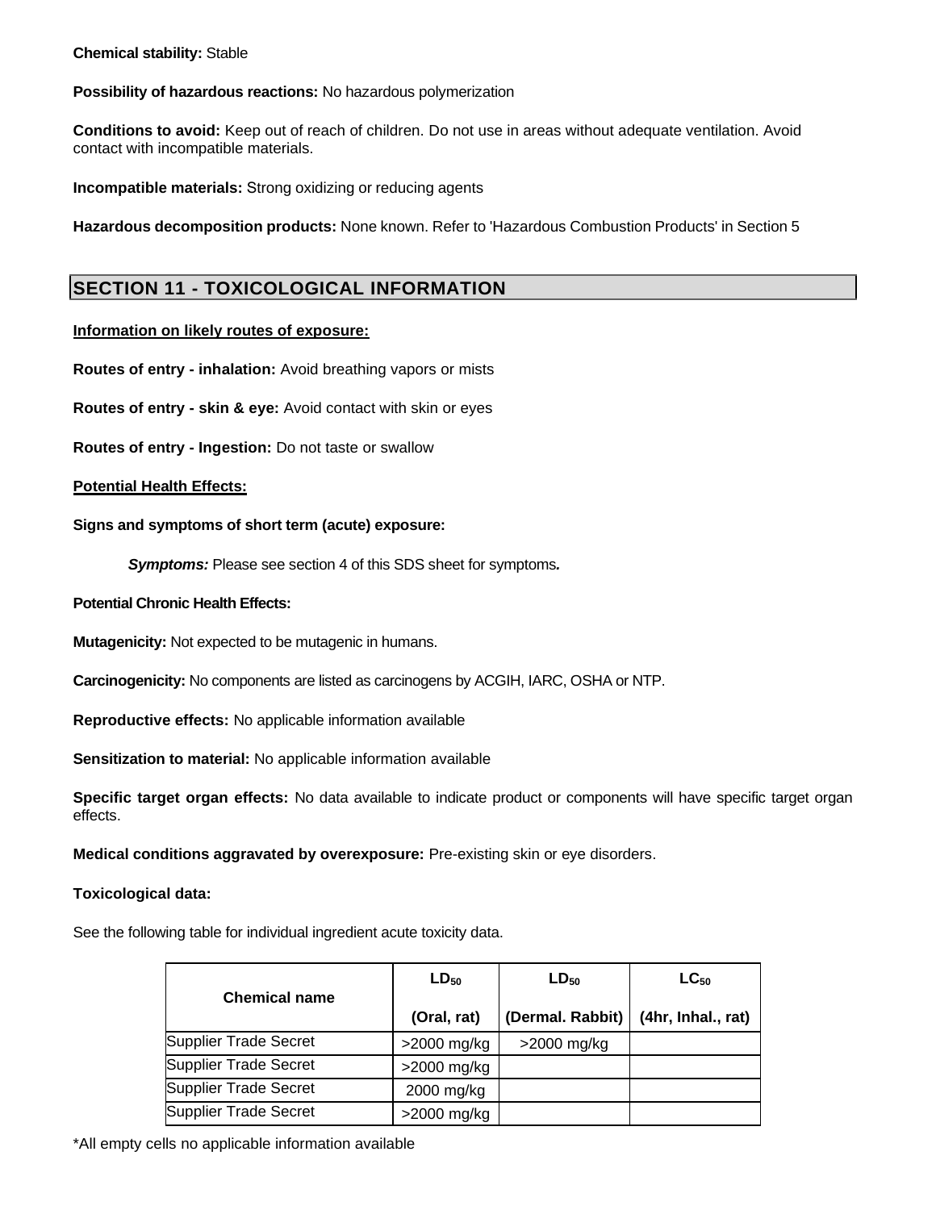**Chemical stability:** Stable

**Possibility of hazardous reactions:** No hazardous polymerization

**Conditions to avoid:** Keep out of reach of children. Do not use in areas without adequate ventilation. Avoid contact with incompatible materials.

**Incompatible materials:** Strong oxidizing or reducing agents

**Hazardous decomposition products:** None known. Refer to 'Hazardous Combustion Products' in Section 5

## SECTION 11 - TOXICOLOGICAL INFORMATION

**Information on likely routes of exposure:**

**Routes of entry - inhalation:** Avoid breathing vapors or mists

**Routes of entry - skin & eye:** Avoid contact with skin or eyes

**Routes of entry - Ingestion:** Do not taste or swallow

**Potential Health Effects:**

**Signs and symptoms of short term (acute) exposure:**

***Symptoms:*** Please see section 4 of this SDS sheet for symptoms.

**Potential Chronic Health Effects:**

**Mutagenicity:** Not expected to be mutagenic in humans.

**Carcinogenicity:** No components are listed as carcinogens by ACGIH, IARC, OSHA or NTP.

**Reproductive effects:** No applicable information available

**Sensitization to material:** No applicable information available

**Specific target organ effects:** No data available to indicate product or components will have specific target organ effects.

**Medical conditions aggravated by overexposure:** Pre-existing skin or eye disorders.

**Toxicological data:**

See the following table for individual ingredient acute toxicity data.

| Chemical name | $LD_{50}$ (Oral, rat) | $LD_{50}$ (Dermal. Rabbit) | $LC_{50}$ (4hr, Inhal., rat) |
|---|---|---|---|
| Supplier Trade Secret | >2000 mg/kg | >2000 mg/kg | |
| Supplier Trade Secret | >2000 mg/kg | | |
| Supplier Trade Secret | 2000 mg/kg | | |
| Supplier Trade Secret | >2000 mg/kg | | |

*All empty cells no applicable information available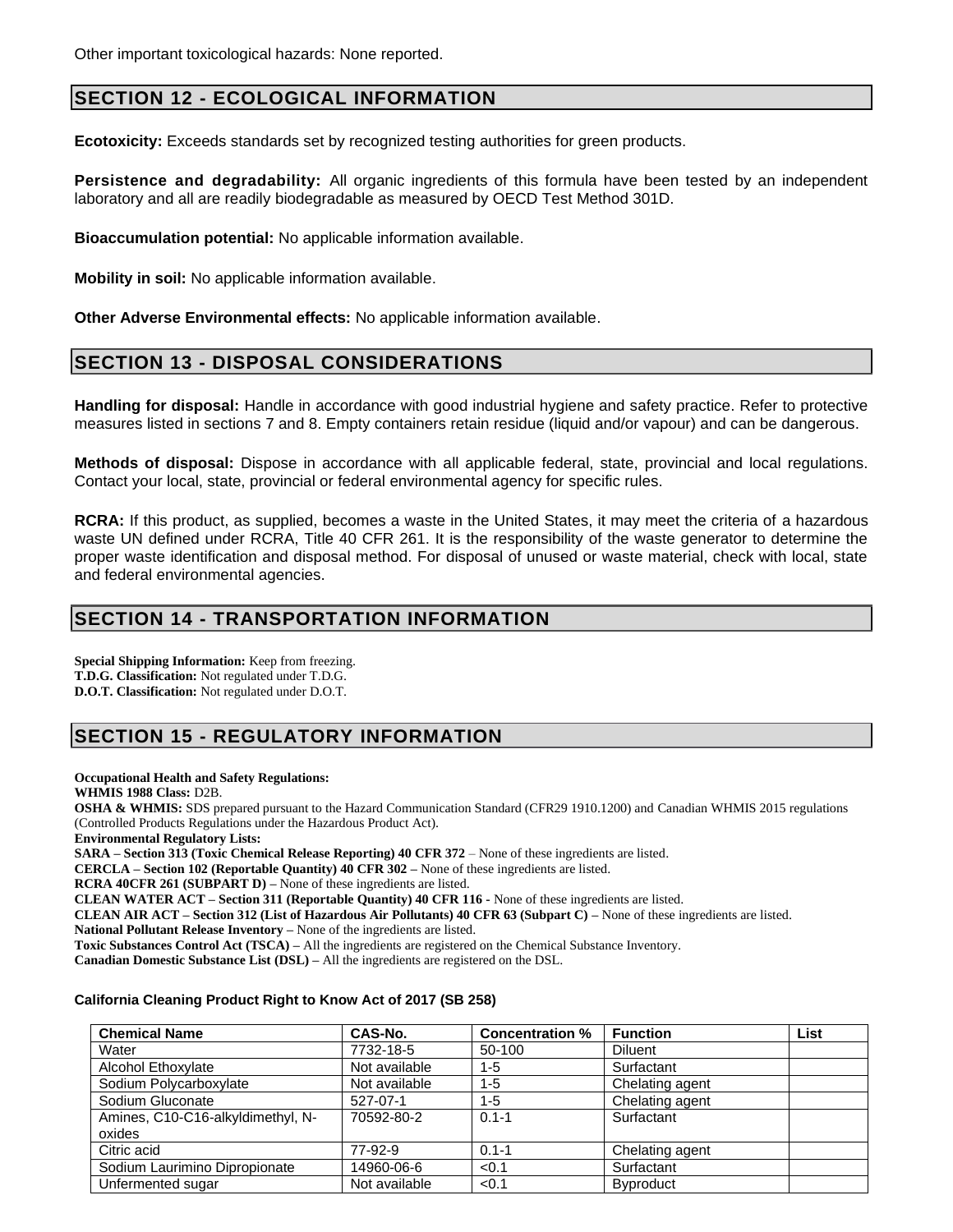Other important toxicological hazards: None reported.

## SECTION 12 - ECOLOGICAL INFORMATION

**Ecotoxicity:** Exceeds standards set by recognized testing authorities for green products.

**Persistence and degradability:** All organic ingredients of this formula have been tested by an independent laboratory and all are readily biodegradable as measured by OECD Test Method 301D.

**Bioaccumulation potential:** No applicable information available.

**Mobility in soil:** No applicable information available.

**Other Adverse Environmental effects:** No applicable information available.

## SECTION 13 - DISPOSAL CONSIDERATIONS

**Handling for disposal:** Handle in accordance with good industrial hygiene and safety practice. Refer to protective measures listed in sections 7 and 8. Empty containers retain residue (liquid and/or vapour) and can be dangerous.

**Methods of disposal:** Dispose in accordance with all applicable federal, state, provincial and local regulations. Contact your local, state, provincial or federal environmental agency for specific rules.

**RCRA:** If this product, as supplied, becomes a waste in the United States, it may meet the criteria of a hazardous waste UN defined under RCRA, Title 40 CFR 261. It is the responsibility of the waste generator to determine the proper waste identification and disposal method. For disposal of unused or waste material, check with local, state and federal environmental agencies.

## SECTION 14 - TRANSPORTATION INFORMATION

**Special Shipping Information:** Keep from freezing.
**T.D.G. Classification:** Not regulated under T.D.G.
**D.O.T. Classification:** Not regulated under D.O.T.

## SECTION 15 - REGULATORY INFORMATION

**Occupational Health and Safety Regulations:**
**WHMIS 1988 Class:** D2B.
**OSHA & WHMIS:** SDS prepared pursuant to the Hazard Communication Standard (CFR29 1910.1200) and Canadian WHMIS 2015 regulations (Controlled Products Regulations under the Hazardous Product Act).
**Environmental Regulatory Lists:**
**SARA – Section 313 (Toxic Chemical Release Reporting) 40 CFR 372** – None of these ingredients are listed.
**CERCLA – Section 102 (Reportable Quantity) 40 CFR 302 –** None of these ingredients are listed.
**RCRA 40CFR 261 (SUBPART D) –** None of these ingredients are listed.
**CLEAN WATER ACT – Section 311 (Reportable Quantity) 40 CFR 116 -** None of these ingredients are listed.
**CLEAN AIR ACT – Section 312 (List of Hazardous Air Pollutants) 40 CFR 63 (Subpart C) –** None of these ingredients are listed.
**National Pollutant Release Inventory –** None of the ingredients are listed.
**Toxic Substances Control Act (TSCA) –** All the ingredients are registered on the Chemical Substance Inventory.
**Canadian Domestic Substance List (DSL) –** All the ingredients are registered on the DSL.

**California Cleaning Product Right to Know Act of 2017 (SB 258)**

| Chemical Name | CAS-No. | Concentration % | Function | List |
|---|---|---|---|---|
| Water | 7732-18-5 | 50-100 | Diluent | |
| Alcohol Ethoxylate | Not available | 1-5 | Surfactant | |
| Sodium Polycarboxylate | Not available | 1-5 | Chelating agent | |
| Sodium Gluconate | 527-07-1 | 1-5 | Chelating agent | |
| Amines, C10-C16-alkyldimethyl, N-oxides | 70592-80-2 | 0.1-1 | Surfactant | |
| Citric acid | 77-92-9 | 0.1-1 | Chelating agent | |
| Sodium Laurimino Dipropionate | 14960-06-6 | <0.1 | Surfactant | |
| Unfermented sugar | Not available | <0.1 | Byproduct | |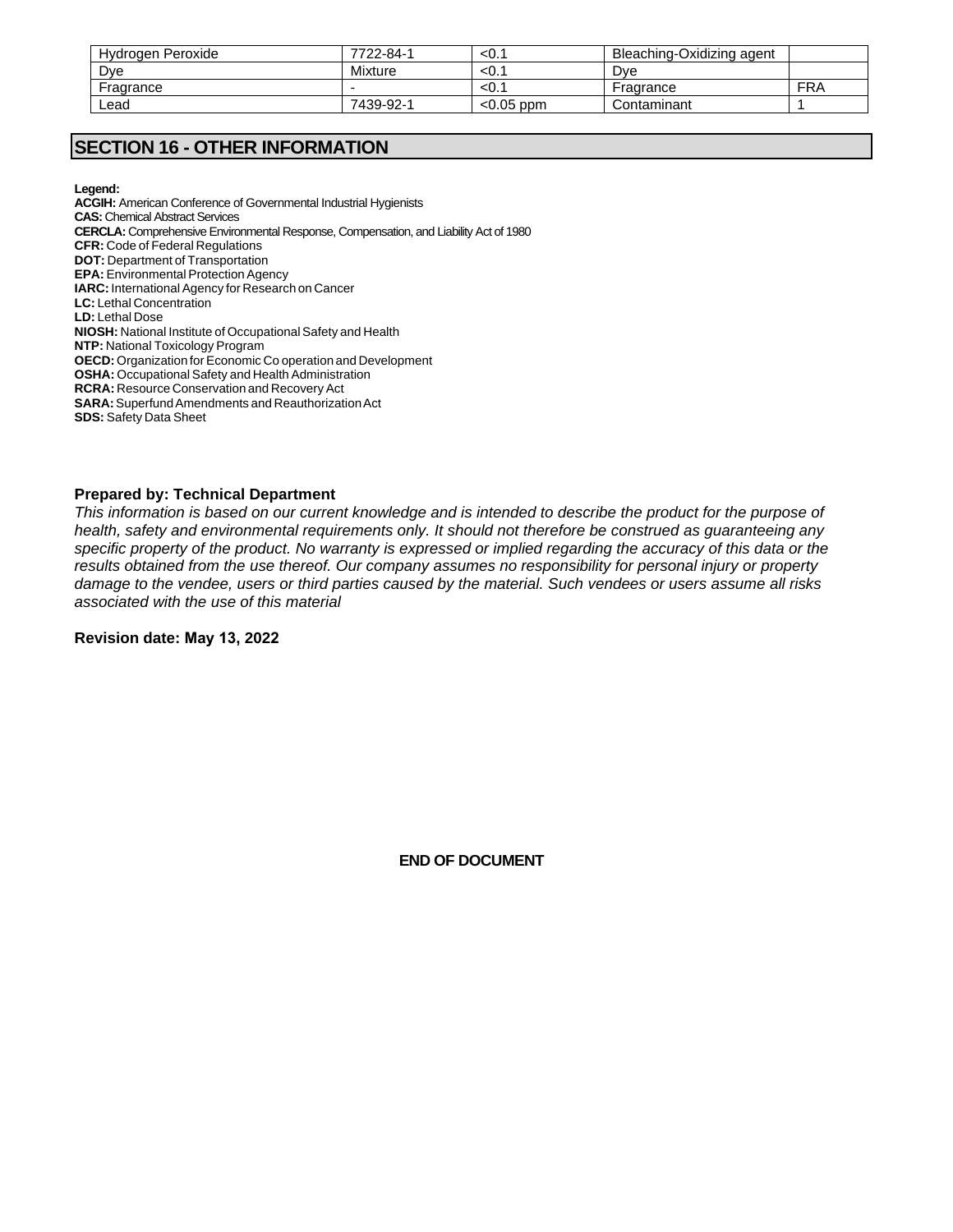| | | | | |
|---|---|---|---|---|
| Hydrogen Peroxide | 7722-84-1 | <0.1 | Bleaching-Oxidizing agent | |
| Dye | Mixture | <0.1 | Dye | |
| Fragrance | - | <0.1 | Fragrance | FRA |
| Lead | 7439-92-1 | <0.05 ppm | Contaminant | 1 |

## SECTION 16 - OTHER INFORMATION

**Legend:**
**ACGIH:** American Conference of Governmental Industrial Hygienists
**CAS:** Chemical Abstract Services
**CERCLA:** Comprehensive Environmental Response, Compensation, and Liability Act of 1980
**CFR:** Code of Federal Regulations
**DOT:** Department of Transportation
**EPA:** Environmental Protection Agency
**IARC:** International Agency for Research on Cancer
**LC:** Lethal Concentration
**LD:** Lethal Dose
**NIOSH:** National Institute of Occupational Safety and Health
**NTP:** National Toxicology Program
**OECD:** Organization for Economic Co operation and Development
**OSHA:** Occupational Safety and Health Administration
**RCRA:** Resource Conservation and Recovery Act
**SARA:** Superfund Amendments and Reauthorization Act
**SDS:** Safety Data Sheet

**Prepared by: Technical Department**

*This information is based on our current knowledge and is intended to describe the product for the purpose of health, safety and environmental requirements only. It should not therefore be construed as guaranteeing any specific property of the product. No warranty is expressed or implied regarding the accuracy of this data or the results obtained from the use thereof. Our company assumes no responsibility for personal injury or property damage to the vendee, users or third parties caused by the material. Such vendees or users assume all risks associated with the use of this material*

**Revision date: May 13, 2022**

**END OF DOCUMENT**